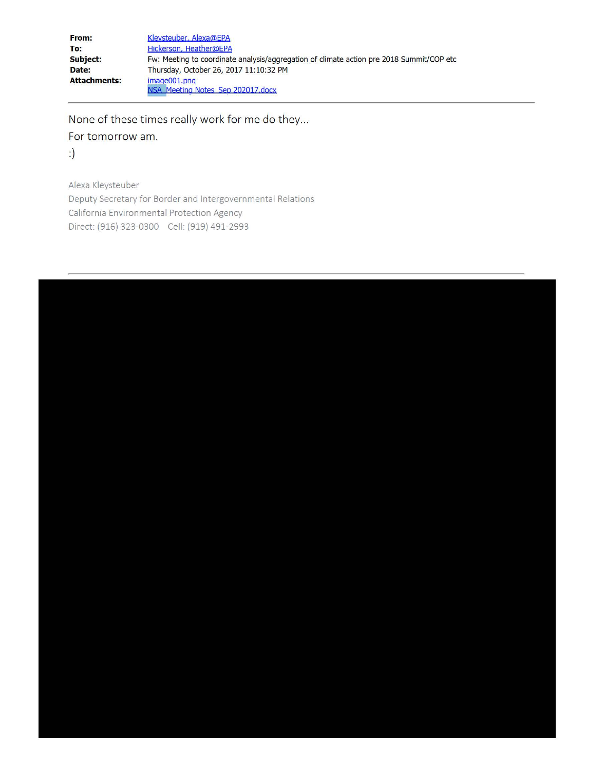**From:** Kleysteuber, Alexa@EPA
**To:** Hickerson, Heather@EPA
**Subject:** Fw: Meeting to coordinate analysis/aggregation of climate action pre 2018 Summit/COP etc
**Date:** Thursday, October 26, 2017 11:10:32 PM
**Attachments:** image001.png
NSA_Meeting Notes_Sep 202017.docx

---

None of these times really work for me do they...

For tomorrow am.

:)

Alexa Kleysteuber
Deputy Secretary for Border and Intergovernmental Relations
California Environmental Protection Agency
Direct: (916) 323-0300 Cell: (919) 491-2993

---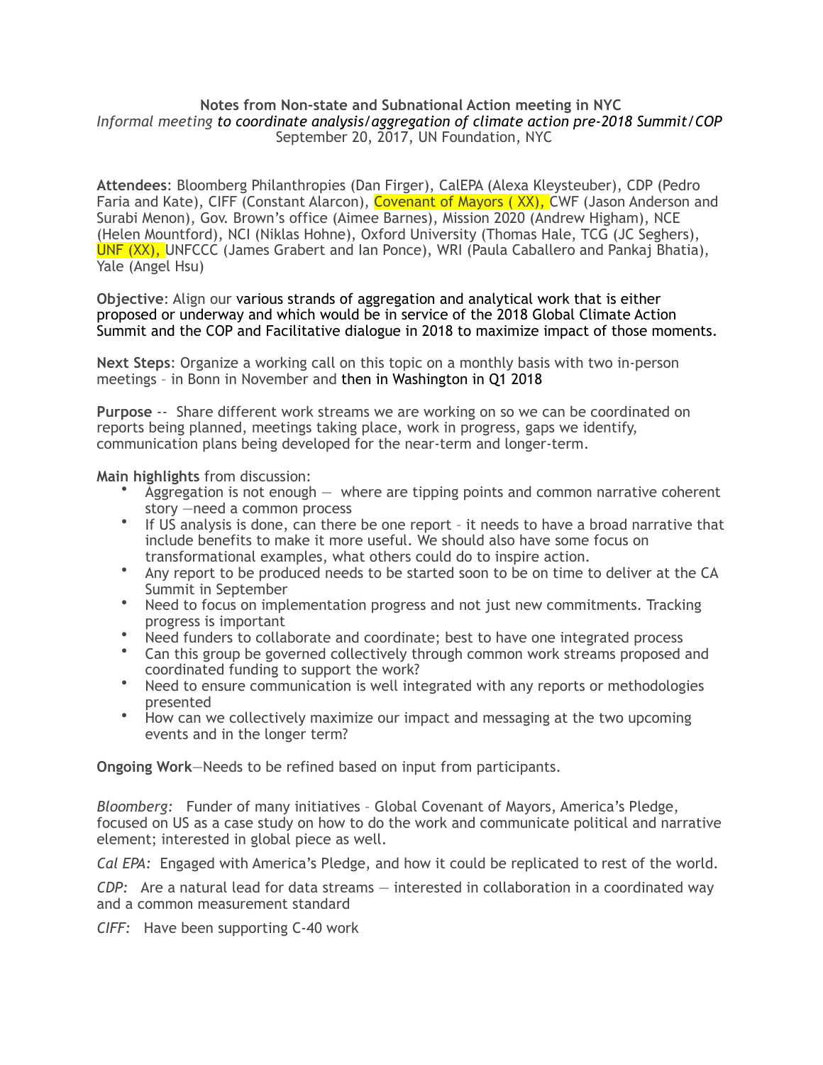**Notes from Non-state and Subnational Action meeting in NYC**

*Informal meeting to coordinate analysis/aggregation of climate action pre-2018 Summit/COP*

September 20, 2017, UN Foundation, NYC

**Attendees**: Bloomberg Philanthropies (Dan Firger), CalEPA (Alexa Kleysteuber), CDP (Pedro Faria and Kate), CIFF (Constant Alarcon), Covenant of Mayors ( XX), CWF (Jason Anderson and Surabi Menon), Gov. Brown's office (Aimee Barnes), Mission 2020 (Andrew Higham), NCE (Helen Mountford), NCI (Niklas Hohne), Oxford University (Thomas Hale, TCG (JC Seghers), UNF (XX), UNFCCC (James Grabert and Ian Ponce), WRI (Paula Caballero and Pankaj Bhatia), Yale (Angel Hsu)

**Objective**: Align our various strands of aggregation and analytical work that is either proposed or underway and which would be in service of the 2018 Global Climate Action Summit and the COP and Facilitative dialogue in 2018 to maximize impact of those moments.

**Next Steps**: Organize a working call on this topic on a monthly basis with two in-person meetings – in Bonn in November and then in Washington in Q1 2018

**Purpose** -- Share different work streams we are working on so we can be coordinated on reports being planned, meetings taking place, work in progress, gaps we identify, communication plans being developed for the near-term and longer-term.

**Main highlights** from discussion:

- Aggregation is not enough — where are tipping points and common narrative coherent story —need a common process
- If US analysis is done, can there be one report – it needs to have a broad narrative that include benefits to make it more useful. We should also have some focus on transformational examples, what others could do to inspire action.
- Any report to be produced needs to be started soon to be on time to deliver at the CA Summit in September
- Need to focus on implementation progress and not just new commitments. Tracking progress is important
- Need funders to collaborate and coordinate; best to have one integrated process
- Can this group be governed collectively through common work streams proposed and coordinated funding to support the work?
- Need to ensure communication is well integrated with any reports or methodologies presented
- How can we collectively maximize our impact and messaging at the two upcoming events and in the longer term?

**Ongoing Work**—Needs to be refined based on input from participants.

*Bloomberg:* Funder of many initiatives – Global Covenant of Mayors, America's Pledge, focused on US as a case study on how to do the work and communicate political and narrative element; interested in global piece as well.

*Cal EPA:* Engaged with America's Pledge, and how it could be replicated to rest of the world.

*CDP:* Are a natural lead for data streams — interested in collaboration in a coordinated way and a common measurement standard

*CIFF:* Have been supporting C-40 work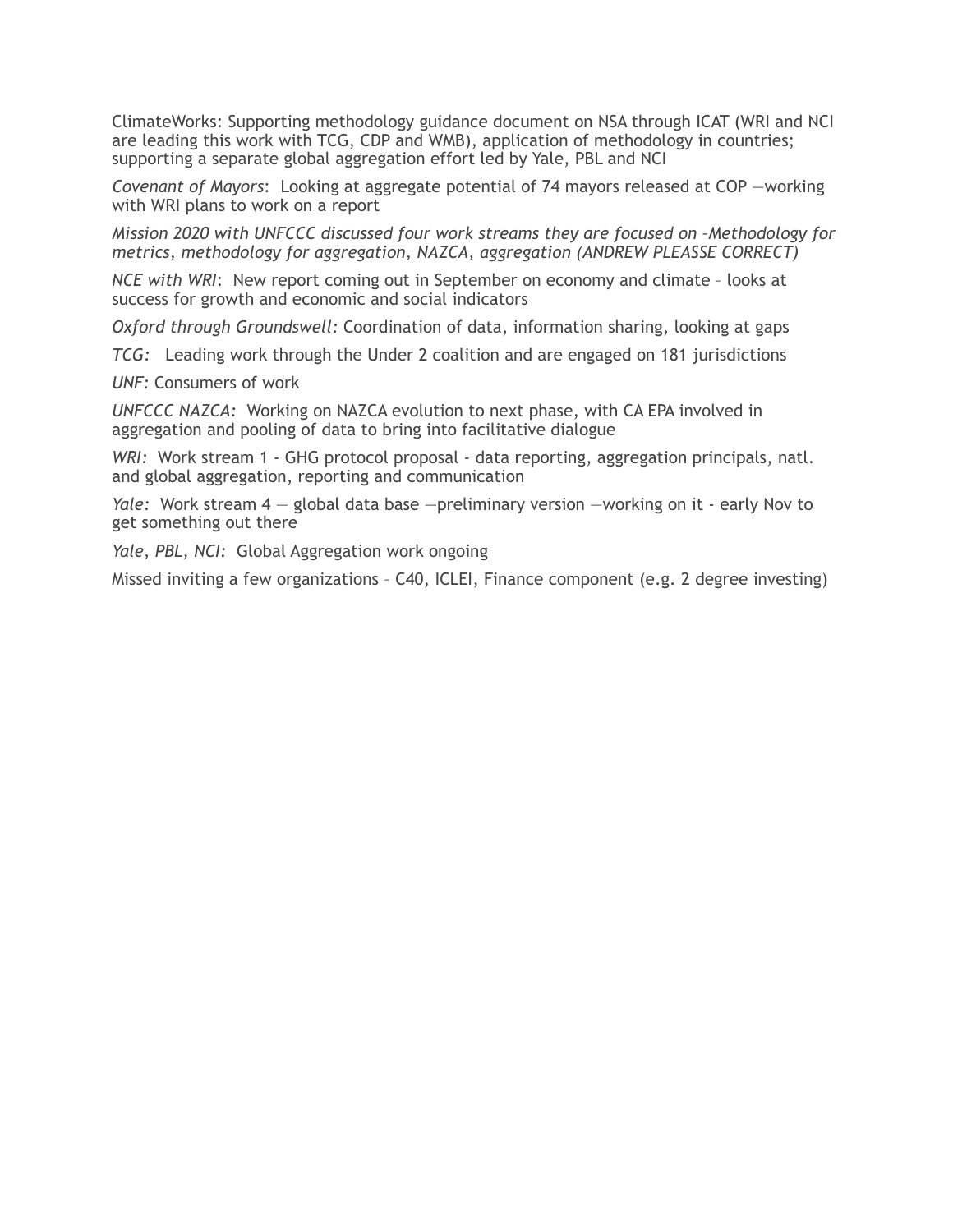ClimateWorks: Supporting methodology guidance document on NSA through ICAT (WRI and NCI are leading this work with TCG, CDP and WMB), application of methodology in countries; supporting a separate global aggregation effort led by Yale, PBL and NCI

*Covenant of Mayors*: Looking at aggregate potential of 74 mayors released at COP —working with WRI plans to work on a report

*Mission 2020 with UNFCCC discussed four work streams they are focused on –Methodology for metrics, methodology for aggregation, NAZCA, aggregation (ANDREW PLEASSE CORRECT)*

*NCE with WRI*: New report coming out in September on economy and climate – looks at success for growth and economic and social indicators

*Oxford through Groundswell:* Coordination of data, information sharing, looking at gaps

*TCG:* Leading work through the Under 2 coalition and are engaged on 181 jurisdictions

*UNF:* Consumers of work

*UNFCCC NAZCA:* Working on NAZCA evolution to next phase, with CA EPA involved in aggregation and pooling of data to bring into facilitative dialogue

*WRI:* Work stream 1 - GHG protocol proposal - data reporting, aggregation principals, natl. and global aggregation, reporting and communication

*Yale:* Work stream 4 — global data base —preliminary version —working on it - early Nov to get something out there

*Yale, PBL, NCI:* Global Aggregation work ongoing

Missed inviting a few organizations – C40, ICLEI, Finance component (e.g. 2 degree investing)